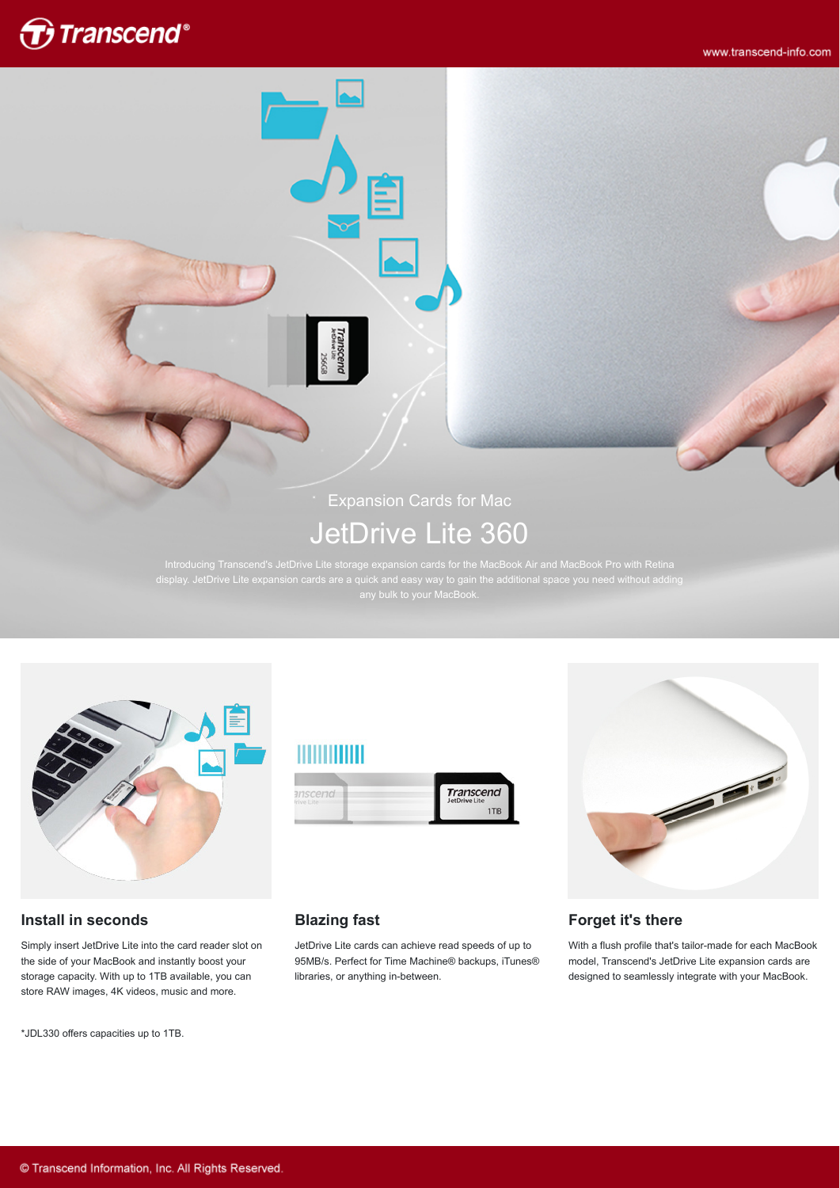Expansion Cards for Mac

# JetDrive Lite 360

Introducing Transcend's JetDrive Lite storage expansion cards for the MacBook Air and MacBook Pro with Retina display. JetDrive Lite expansion cards are a quick and easy way to gain the additional space you need without adding any bulk to your MacBook.

### Install in seconds

Simply insert JetDrive Lite into the card reader slot on the side of your MacBook and instantly boost your storage capacity. With up to 1TB available, you can store RAW images, 4K videos, music and more.

*JDL330 offers capacities up to 1TB.

### Blazing fast

JetDrive Lite cards can achieve read speeds of up to 95MB/s. Perfect for Time Machine® backups, iTunes® libraries, or anything in-between.

### Forget it's there

With a flush profile that's tailor-made for each MacBook model, Transcend's JetDrive Lite expansion cards are designed to seamlessly integrate with your MacBook.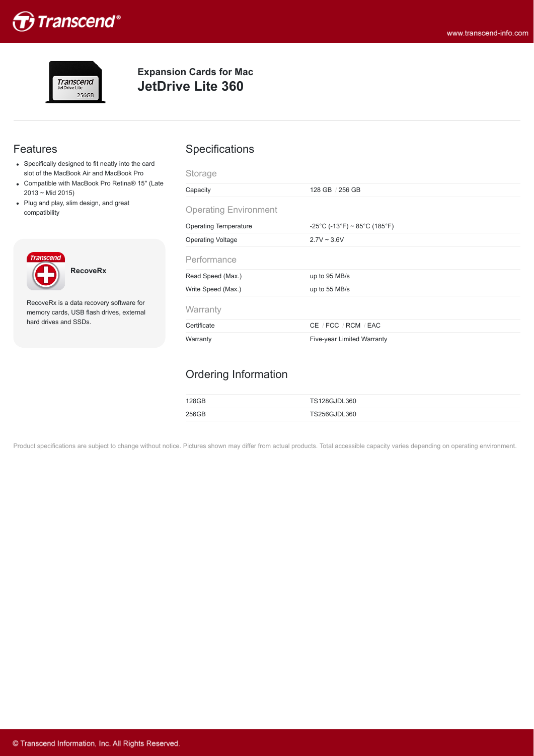Expansion Cards for Mac

# JetDrive Lite 360

## Features

- Specifically designed to fit neatly into the card slot of the MacBook Air and MacBook Pro
- Compatible with MacBook Pro Retina® 15" (Late 2013 ~ Mid 2015)
- Plug and play, slim design, and great compatibility

**RecoveRx**

RecoveRx is a data recovery software for memory cards, USB flash drives, external hard drives and SSDs.

## Specifications

### Storage

| | |
|---|---|
| Capacity | 128 GB / 256 GB |

### Operating Environment

| | |
|---|---|
| Operating Temperature | -25°C (-13°F) ~ 85°C (185°F) |
| Operating Voltage | 2.7V ~ 3.6V |

### Performance

| | |
|---|---|
| Read Speed (Max.) | up to 95 MB/s |
| Write Speed (Max.) | up to 55 MB/s |

### Warranty

| | |
|---|---|
| Certificate | CE / FCC / RCM / EAC |
| Warranty | Five-year Limited Warranty |

## Ordering Information

| | |
|---|---|
| 128GB | TS128GJDL360 |
| 256GB | TS256GJDL360 |

Product specifications are subject to change without notice. Pictures shown may differ from actual products. Total accessible capacity varies depending on operating environment.